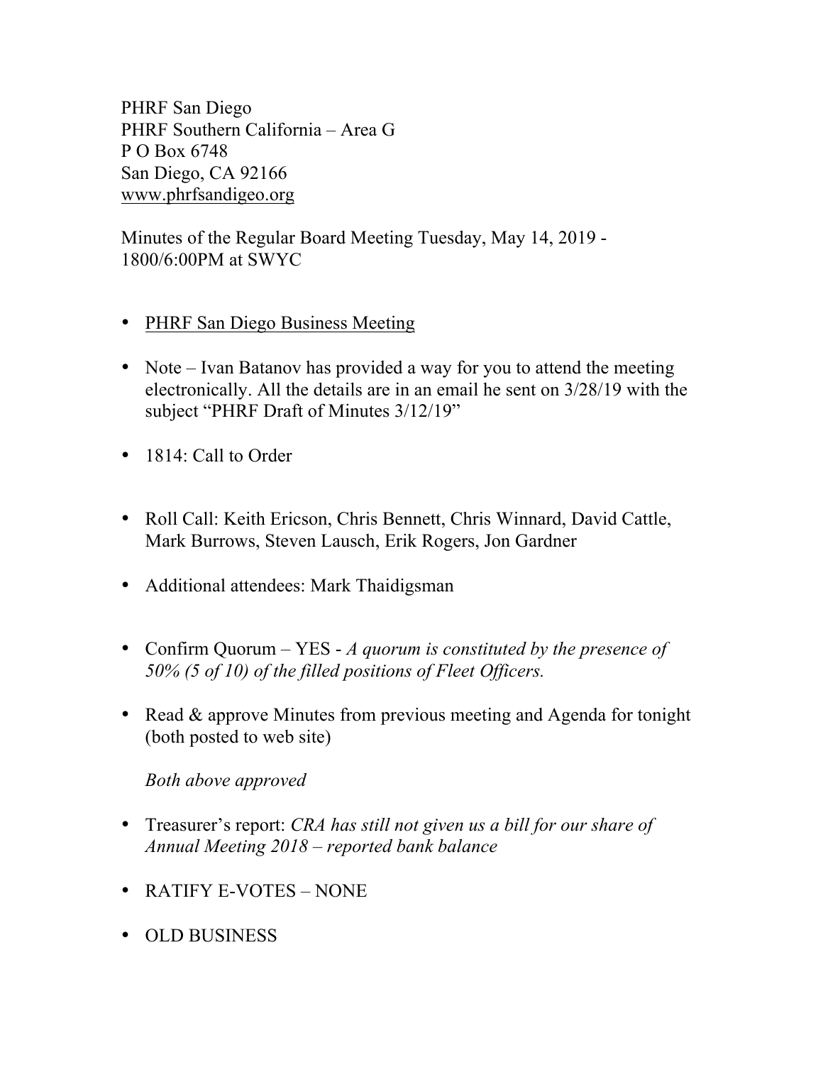PHRF San Diego
PHRF Southern California – Area G
P O Box 6748
San Diego, CA 92166
www.phrfsandigeo.org

Minutes of the Regular Board Meeting Tuesday, May 14, 2019 - 1800/6:00PM at SWYC

- PHRF San Diego Business Meeting
- Note – Ivan Batanov has provided a way for you to attend the meeting electronically. All the details are in an email he sent on 3/28/19 with the subject "PHRF Draft of Minutes 3/12/19"
- 1814: Call to Order
- Roll Call: Keith Ericson, Chris Bennett, Chris Winnard, David Cattle, Mark Burrows, Steven Lausch, Erik Rogers, Jon Gardner
- Additional attendees: Mark Thaidigsman
- Confirm Quorum – YES - *A quorum is constituted by the presence of 50% (5 of 10) of the filled positions of Fleet Officers.*
- Read & approve Minutes from previous meeting and Agenda for tonight (both posted to web site)

  *Both above approved*

- Treasurer's report: *CRA has still not given us a bill for our share of Annual Meeting 2018 – reported bank balance*
- RATIFY E-VOTES – NONE
- OLD BUSINESS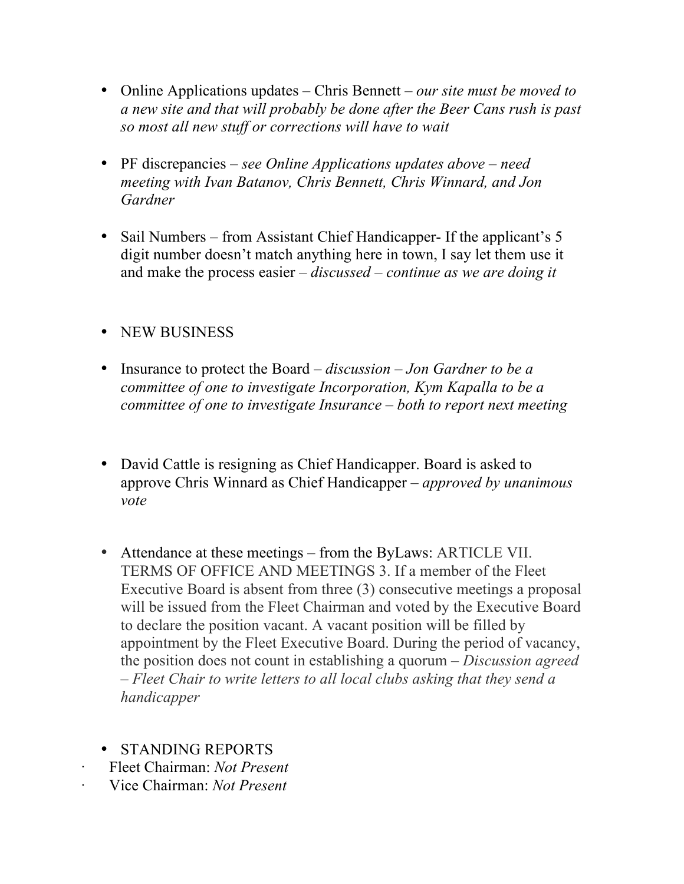- Online Applications updates – Chris Bennett – *our site must be moved to a new site and that will probably be done after the Beer Cans rush is past so most all new stuff or corrections will have to wait*

- PF discrepancies – *see Online Applications updates above – need meeting with Ivan Batanov, Chris Bennett, Chris Winnard, and Jon Gardner*

- Sail Numbers – from Assistant Chief Handicapper- If the applicant's 5 digit number doesn't match anything here in town, I say let them use it and make the process easier – *discussed – continue as we are doing it*

- NEW BUSINESS

- Insurance to protect the Board – *discussion – Jon Gardner to be a committee of one to investigate Incorporation, Kym Kapalla to be a committee of one to investigate Insurance – both to report next meeting*

- David Cattle is resigning as Chief Handicapper. Board is asked to approve Chris Winnard as Chief Handicapper – *approved by unanimous vote*

- Attendance at these meetings – from the ByLaws: ARTICLE VII. TERMS OF OFFICE AND MEETINGS 3. If a member of the Fleet Executive Board is absent from three (3) consecutive meetings a proposal will be issued from the Fleet Chairman and voted by the Executive Board to declare the position vacant. A vacant position will be filled by appointment by the Fleet Executive Board. During the period of vacancy, the position does not count in establishing a quorum – *Discussion agreed – Fleet Chair to write letters to all local clubs asking that they send a handicapper*

- STANDING REPORTS

· Fleet Chairman: *Not Present*

· Vice Chairman: *Not Present*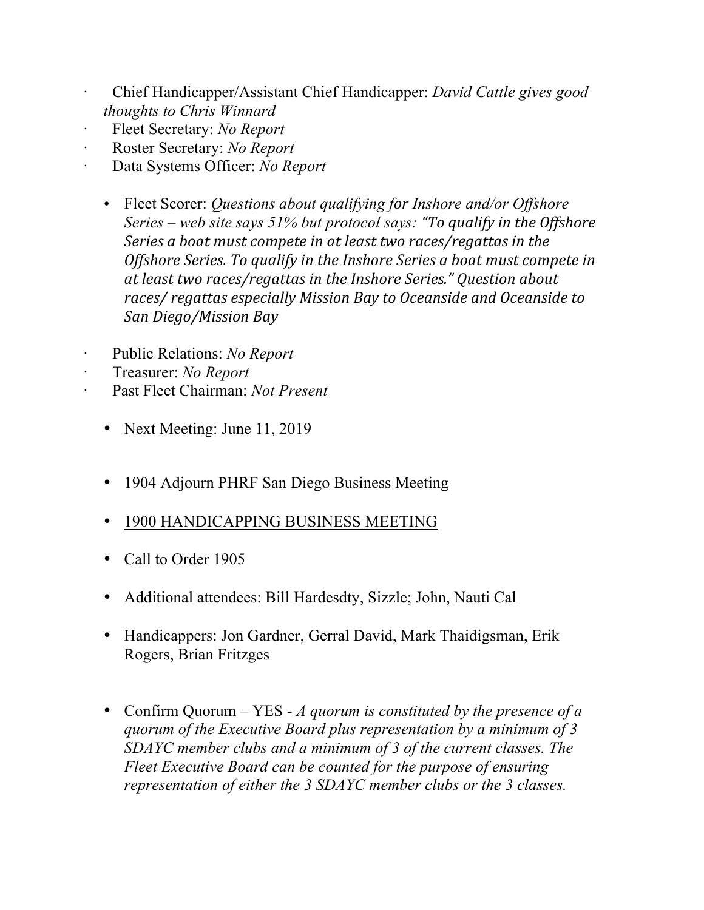- Chief Handicapper/Assistant Chief Handicapper: *David Cattle gives good thoughts to Chris Winnard*
- Fleet Secretary: *No Report*
- Roster Secretary: *No Report*
- Data Systems Officer: *No Report*
  - Fleet Scorer: *Questions about qualifying for Inshore and/or Offshore Series – web site says 51% but protocol says: "To qualify in the Offshore Series a boat must compete in at least two races/regattas in the Offshore Series. To qualify in the Inshore Series a boat must compete in at least two races/regattas in the Inshore Series." Question about races/ regattas especially Mission Bay to Oceanside and Oceanside to San Diego/Mission Bay*
- Public Relations: *No Report*
- Treasurer: *No Report*
- Past Fleet Chairman: *Not Present*
  - Next Meeting: June 11, 2019
  - 1904 Adjourn PHRF San Diego Business Meeting
  - <u>1900 HANDICAPPING BUSINESS MEETING</u>
  - Call to Order 1905
  - Additional attendees: Bill Hardesdty, Sizzle; John, Nauti Cal
  - Handicappers: Jon Gardner, Gerral David, Mark Thaidigsman, Erik Rogers, Brian Fritzges
  - Confirm Quorum – YES - *A quorum is constituted by the presence of a quorum of the Executive Board plus representation by a minimum of 3 SDAYC member clubs and a minimum of 3 of the current classes. The Fleet Executive Board can be counted for the purpose of ensuring representation of either the 3 SDAYC member clubs or the 3 classes.*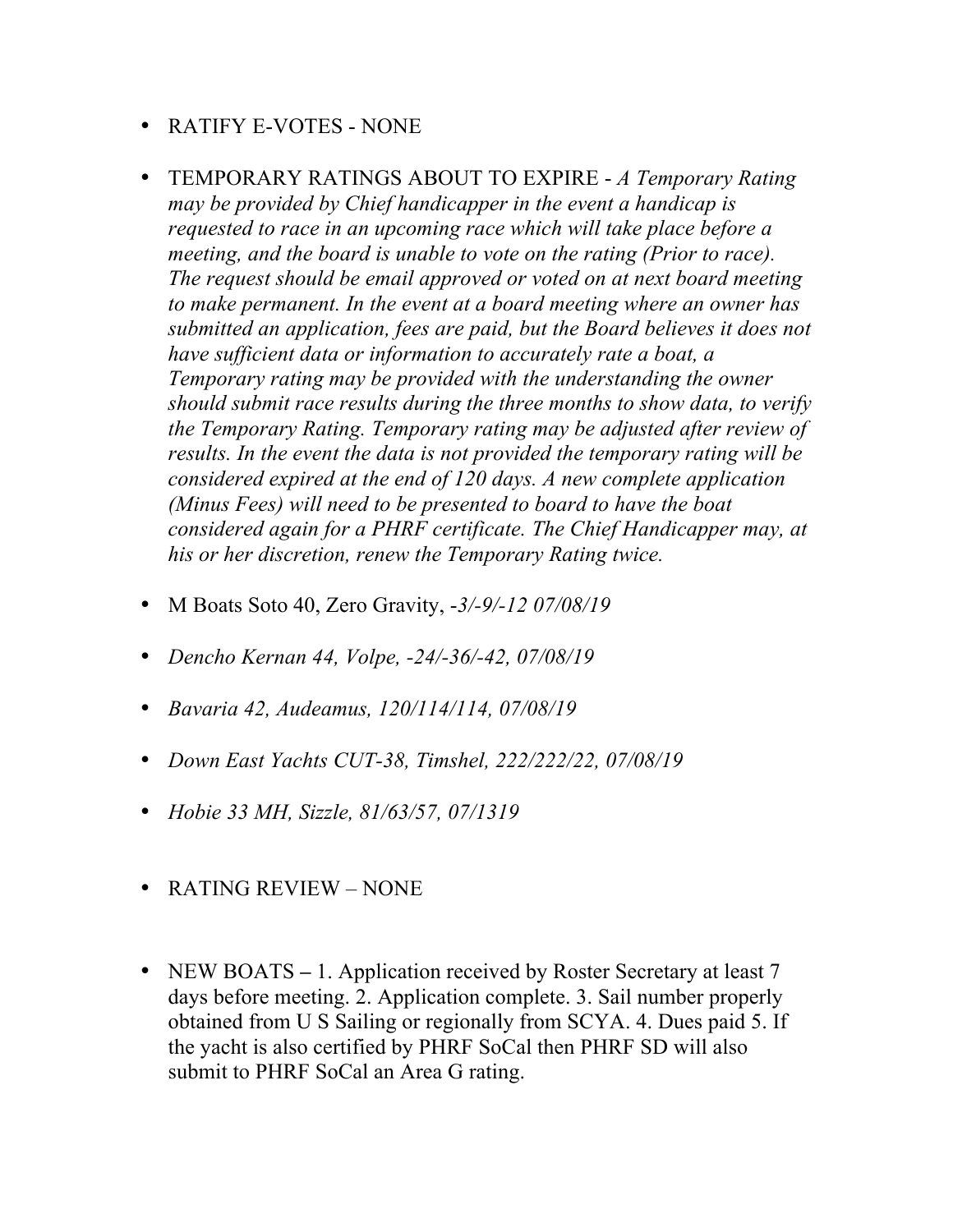- RATIFY E-VOTES - NONE

- TEMPORARY RATINGS ABOUT TO EXPIRE - *A Temporary Rating may be provided by Chief handicapper in the event a handicap is requested to race in an upcoming race which will take place before a meeting, and the board is unable to vote on the rating (Prior to race). The request should be email approved or voted on at next board meeting to make permanent. In the event at a board meeting where an owner has submitted an application, fees are paid, but the Board believes it does not have sufficient data or information to accurately rate a boat, a Temporary rating may be provided with the understanding the owner should submit race results during the three months to show data, to verify the Temporary Rating. Temporary rating may be adjusted after review of results. In the event the data is not provided the temporary rating will be considered expired at the end of 120 days. A new complete application (Minus Fees) will need to be presented to board to have the boat considered again for a PHRF certificate. The Chief Handicapper may, at his or her discretion, renew the Temporary Rating twice.*

- M Boats Soto 40, Zero Gravity, *-3/-9/-12 07/08/19*

- *Dencho Kernan 44, Volpe, -24/-36/-42, 07/08/19*

- *Bavaria 42, Audeamus, 120/114/114, 07/08/19*

- *Down East Yachts CUT-38, Timshel, 222/222/22, 07/08/19*

- *Hobie 33 MH, Sizzle, 81/63/57, 07/1319*

- RATING REVIEW – NONE

- NEW BOATS **–** 1. Application received by Roster Secretary at least 7 days before meeting. 2. Application complete. 3. Sail number properly obtained from U S Sailing or regionally from SCYA. 4. Dues paid 5. If the yacht is also certified by PHRF SoCal then PHRF SD will also submit to PHRF SoCal an Area G rating.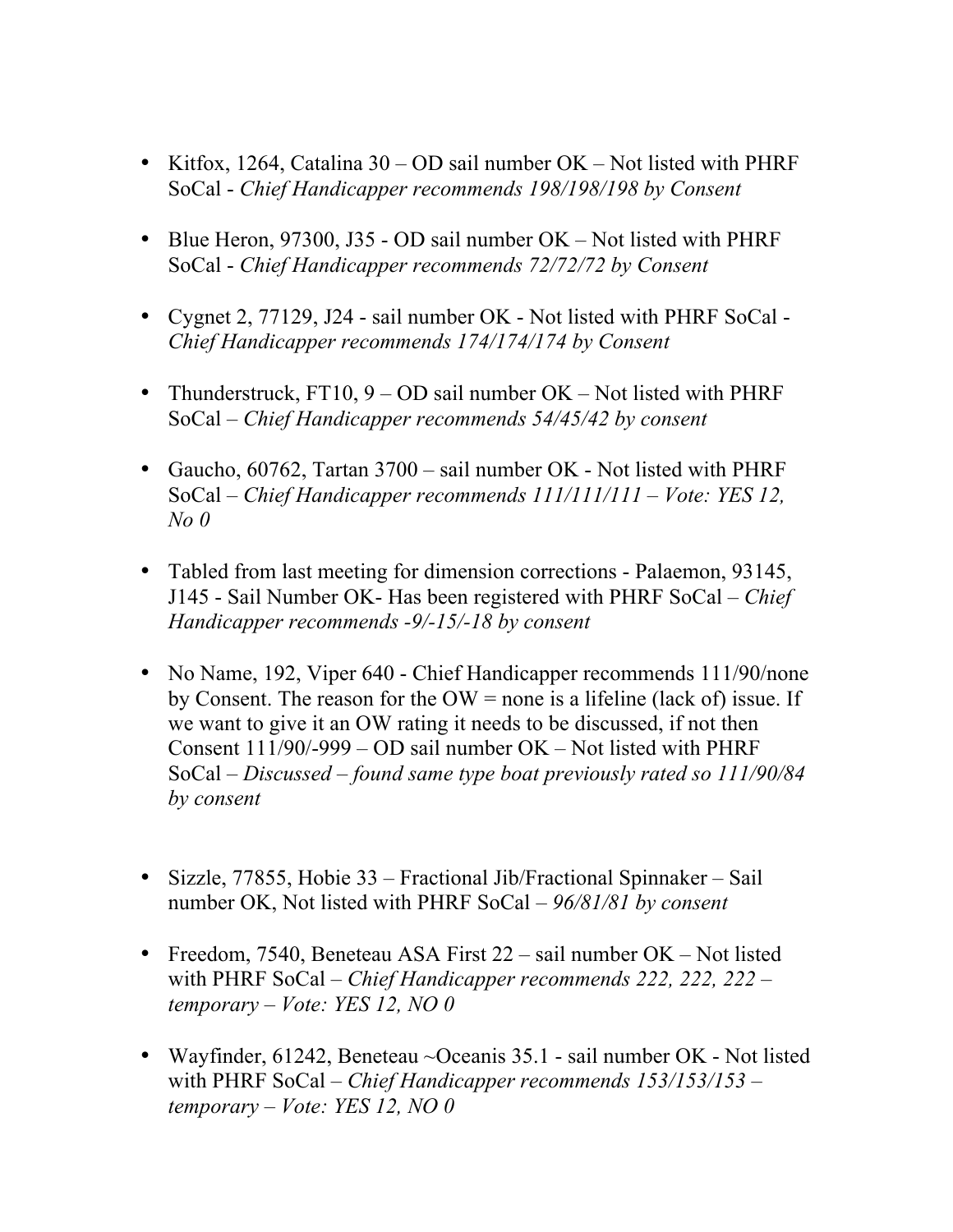- Kitfox, 1264, Catalina 30 – OD sail number OK – Not listed with PHRF SoCal - *Chief Handicapper recommends 198/198/198 by Consent*

- Blue Heron, 97300, J35 - OD sail number OK – Not listed with PHRF SoCal - *Chief Handicapper recommends 72/72/72 by Consent*

- Cygnet 2, 77129, J24 - sail number OK - Not listed with PHRF SoCal - *Chief Handicapper recommends 174/174/174 by Consent*

- Thunderstruck, FT10, 9 – OD sail number OK – Not listed with PHRF SoCal – *Chief Handicapper recommends 54/45/42 by consent*

- Gaucho, 60762, Tartan 3700 – sail number OK - Not listed with PHRF SoCal – *Chief Handicapper recommends 111/111/111 – Vote: YES 12, No 0*

- Tabled from last meeting for dimension corrections - Palaemon, 93145, J145 - Sail Number OK- Has been registered with PHRF SoCal – *Chief Handicapper recommends -9/-15/-18 by consent*

- No Name, 192, Viper 640 - Chief Handicapper recommends 111/90/none by Consent. The reason for the OW = none is a lifeline (lack of) issue. If we want to give it an OW rating it needs to be discussed, if not then Consent 111/90/-999 – OD sail number OK – Not listed with PHRF SoCal – *Discussed – found same type boat previously rated so 111/90/84 by consent*

- Sizzle, 77855, Hobie 33 – Fractional Jib/Fractional Spinnaker – Sail number OK, Not listed with PHRF SoCal – *96/81/81 by consent*

- Freedom, 7540, Beneteau ASA First 22 – sail number OK – Not listed with PHRF SoCal – *Chief Handicapper recommends 222, 222, 222 – temporary – Vote: YES 12, NO 0*

- Wayfinder, 61242, Beneteau ~Oceanis 35.1 - sail number OK - Not listed with PHRF SoCal – *Chief Handicapper recommends 153/153/153 – temporary – Vote: YES 12, NO 0*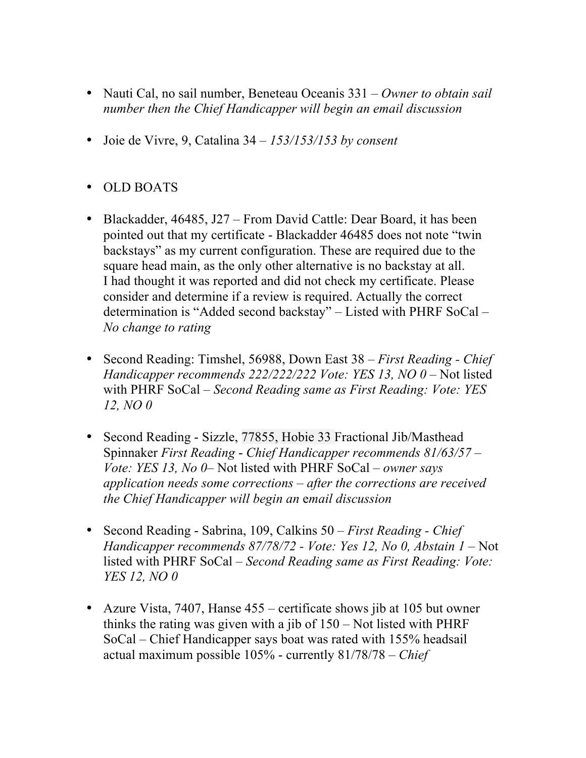- Nauti Cal, no sail number, Beneteau Oceanis 331 – *Owner to obtain sail number then the Chief Handicapper will begin an email discussion*

- Joie de Vivre, 9, Catalina 34 – *153/153/153 by consent*

- OLD BOATS

- Blackadder, 46485, J27 – From David Cattle: Dear Board, it has been pointed out that my certificate - Blackadder 46485 does not note "twin backstays" as my current configuration. These are required due to the square head main, as the only other alternative is no backstay at all. I had thought it was reported and did not check my certificate. Please consider and determine if a review is required. Actually the correct determination is "Added second backstay" – Listed with PHRF SoCal – *No change to rating*

- Second Reading: Timshel, 56988, Down East 38 – *First Reading - Chief Handicapper recommends 222/222/222 Vote: YES 13, NO 0* – Not listed with PHRF SoCal – *Second Reading same as First Reading: Vote: YES 12, NO 0*

- Second Reading - Sizzle, 77855, Hobie 33 Fractional Jib/Masthead Spinnaker *First Reading - Chief Handicapper recommends 81/63/57 – Vote: YES 13, No 0*– Not listed with PHRF SoCal – *owner says application needs some corrections – after the corrections are received the Chief Handicapper will begin an email discussion*

- Second Reading - Sabrina, 109, Calkins 50 – *First Reading - Chief Handicapper recommends 87/78/72 - Vote: Yes 12, No 0, Abstain 1* – Not listed with PHRF SoCal – *Second Reading same as First Reading: Vote: YES 12, NO 0*

- Azure Vista, 7407, Hanse 455 – certificate shows jib at 105 but owner thinks the rating was given with a jib of 150 – Not listed with PHRF SoCal – Chief Handicapper says boat was rated with 155% headsail actual maximum possible 105% - currently 81/78/78 – *Chief*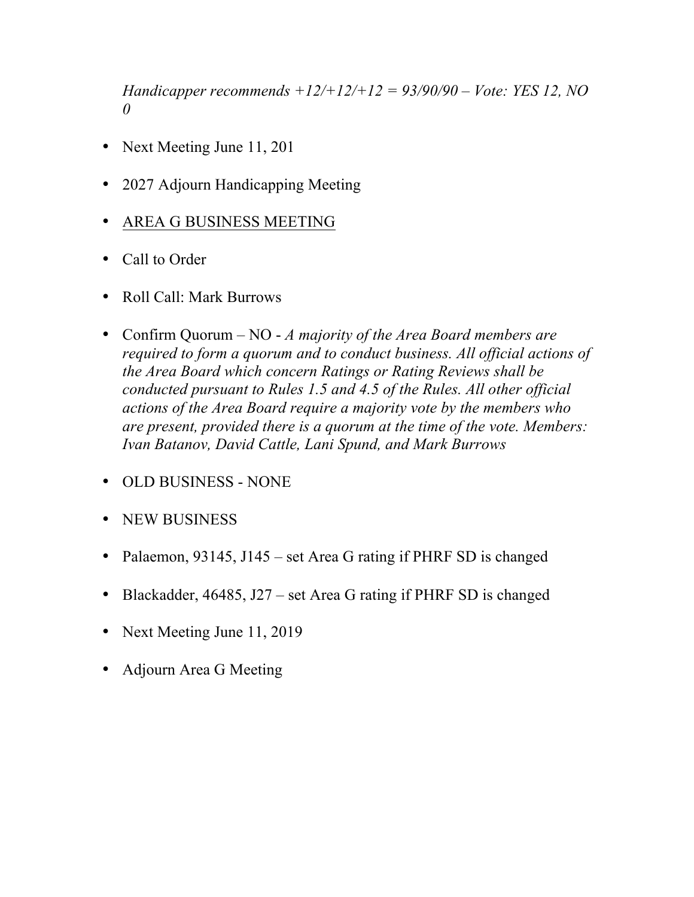*Handicapper recommends +12/+12/+12 = 93/90/90 – Vote: YES 12, NO 0*

- Next Meeting June 11, 201
- 2027 Adjourn Handicapping Meeting
- <u>AREA G BUSINESS MEETING</u>
- Call to Order
- Roll Call: Mark Burrows
- Confirm Quorum – NO - *A majority of the Area Board members are required to form a quorum and to conduct business. All official actions of the Area Board which concern Ratings or Rating Reviews shall be conducted pursuant to Rules 1.5 and 4.5 of the Rules. All other official actions of the Area Board require a majority vote by the members who are present, provided there is a quorum at the time of the vote. Members: Ivan Batanov, David Cattle, Lani Spund, and Mark Burrows*
- OLD BUSINESS - NONE
- NEW BUSINESS
- Palaemon, 93145, J145 – set Area G rating if PHRF SD is changed
- Blackadder, 46485, J27 – set Area G rating if PHRF SD is changed
- Next Meeting June 11, 2019
- Adjourn Area G Meeting